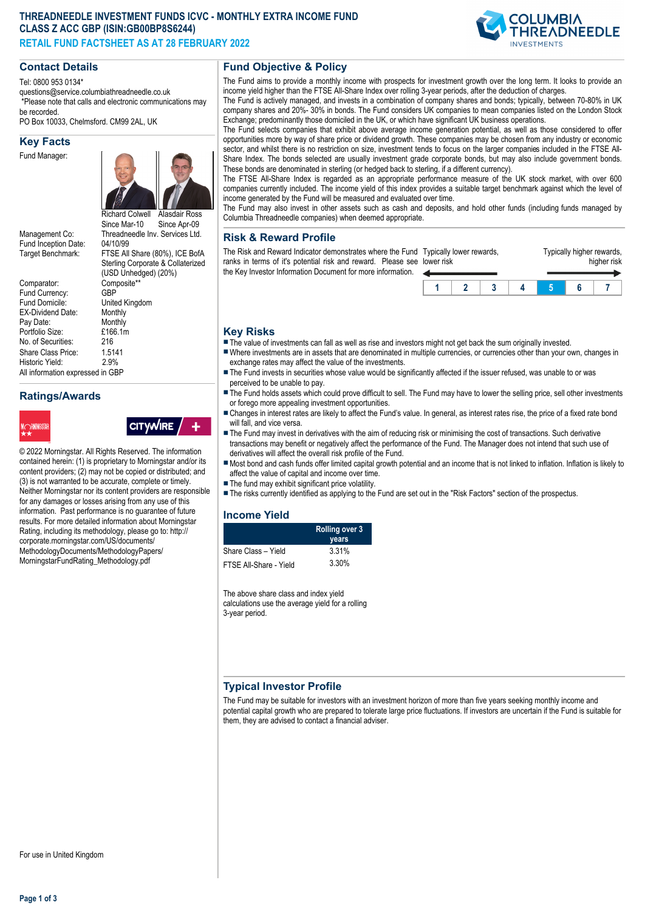# THREADNEEDLE INVESTMENT FUNDS ICVC - MONTHLY EXTRA INCOME FUND CLASS Z ACC GBP (ISIN:GB00BP8S6244)

## RETAIL FUND FACTSHEET AS AT 28 FEBRUARY 2022

## Contact Details

Tel: 0800 953 0134*
questions@service.columbiathreadneedle.co.uk
*Please note that calls and electronic communications may be recorded.
PO Box 10033, Chelmsford. CM99 2AL, UK

## Key Facts

| | |
|---|---|
| Fund Manager: | Richard Colwell Since Mar-10; Alasdair Ross Since Apr-09 |
| Management Co: | Threadneedle Inv. Services Ltd. |
| Fund Inception Date: | 04/10/99 |
| Target Benchmark: | FTSE All Share (80%), ICE BofA Sterling Corporate & Collaterized (USD Unhedged) (20%) |
| Comparator: | Composite** |
| Fund Currency: | GBP |
| Fund Domicile: | United Kingdom |
| EX-Dividend Date: | Monthly |
| Pay Date: | Monthly |
| Portfolio Size: | £166.1m |
| No. of Securities: | 216 |
| Share Class Price: | 1.5141 |
| Historic Yield: | 2.9% |

All information expressed in GBP

## Ratings/Awards

© 2022 Morningstar. All Rights Reserved. The information contained herein: (1) is proprietary to Morningstar and/or its content providers; (2) may not be copied or distributed; and (3) is not warranted to be accurate, complete or timely. Neither Morningstar nor its content providers are responsible for any damages or losses arising from any use of this information. Past performance is no guarantee of future results. For more detailed information about Morningstar Rating, including its methodology, please go to: http://corporate.morningstar.com/US/documents/MethodologyDocuments/MethodologyPapers/MorningstarFundRating_Methodology.pdf

For use in United Kingdom

## Fund Objective & Policy

The Fund aims to provide a monthly income with prospects for investment growth over the long term. It looks to provide an income yield higher than the FTSE All-Share Index over rolling 3-year periods, after the deduction of charges.

The Fund is actively managed, and invests in a combination of company shares and bonds; typically, between 70-80% in UK company shares and 20%- 30% in bonds. The Fund considers UK companies to mean companies listed on the London Stock Exchange; predominantly those domiciled in the UK, or which have significant UK business operations.

The Fund selects companies that exhibit above average income generation potential, as well as those considered to offer opportunities more by way of share price or dividend growth. These companies may be chosen from any industry or economic sector, and whilst there is no restriction on size, investment tends to focus on the larger companies included in the FTSE All-Share Index. The bonds selected are usually investment grade corporate bonds, but may also include government bonds. These bonds are denominated in sterling (or hedged back to sterling, if a different currency).

The FTSE All-Share Index is regarded as an appropriate performance measure of the UK stock market, with over 600 companies currently included. The income yield of this index provides a suitable target benchmark against which the level of income generated by the Fund will be measured and evaluated over time.

The Fund may also invest in other assets such as cash and deposits, and hold other funds (including funds managed by Columbia Threadneedle companies) when deemed appropriate.

## Risk & Reward Profile

The Risk and Reward Indicator demonstrates where the Fund ranks in terms of it's potential risk and reward. Please see the Key Investor Information Document for more information.

Typically lower rewards, lower risk — Typically higher rewards, higher risk

| 1 | 2 | 3 | 4 | **5** | 6 | 7 |
|---|---|---|---|---|---|---|

## Key Risks

- The value of investments can fall as well as rise and investors might not get back the sum originally invested.
- Where investments are in assets that are denominated in multiple currencies, or currencies other than your own, changes in exchange rates may affect the value of the investments.
- The Fund invests in securities whose value would be significantly affected if the issuer refused, was unable to or was perceived to be unable to pay.
- The Fund holds assets which could prove difficult to sell. The Fund may have to lower the selling price, sell other investments or forego more appealing investment opportunities.
- Changes in interest rates are likely to affect the Fund's value. In general, as interest rates rise, the price of a fixed rate bond will fall, and vice versa.
- The Fund may invest in derivatives with the aim of reducing risk or minimising the cost of transactions. Such derivative transactions may benefit or negatively affect the performance of the Fund. The Manager does not intend that such use of derivatives will affect the overall risk profile of the Fund.
- Most bond and cash funds offer limited capital growth potential and an income that is not linked to inflation. Inflation is likely to affect the value of capital and income over time.
- The fund may exhibit significant price volatility.
- The risks currently identified as applying to the Fund are set out in the "Risk Factors" section of the prospectus.

## Income Yield

| | Rolling over 3 years |
|---|---|
| Share Class – Yield | 3.31% |
| FTSE All-Share - Yield | 3.30% |

The above share class and index yield calculations use the average yield for a rolling 3-year period.

## Typical Investor Profile

The Fund may be suitable for investors with an investment horizon of more than five years seeking monthly income and potential capital growth who are prepared to tolerate large price fluctuations. If investors are uncertain if the Fund is suitable for them, they are advised to contact a financial adviser.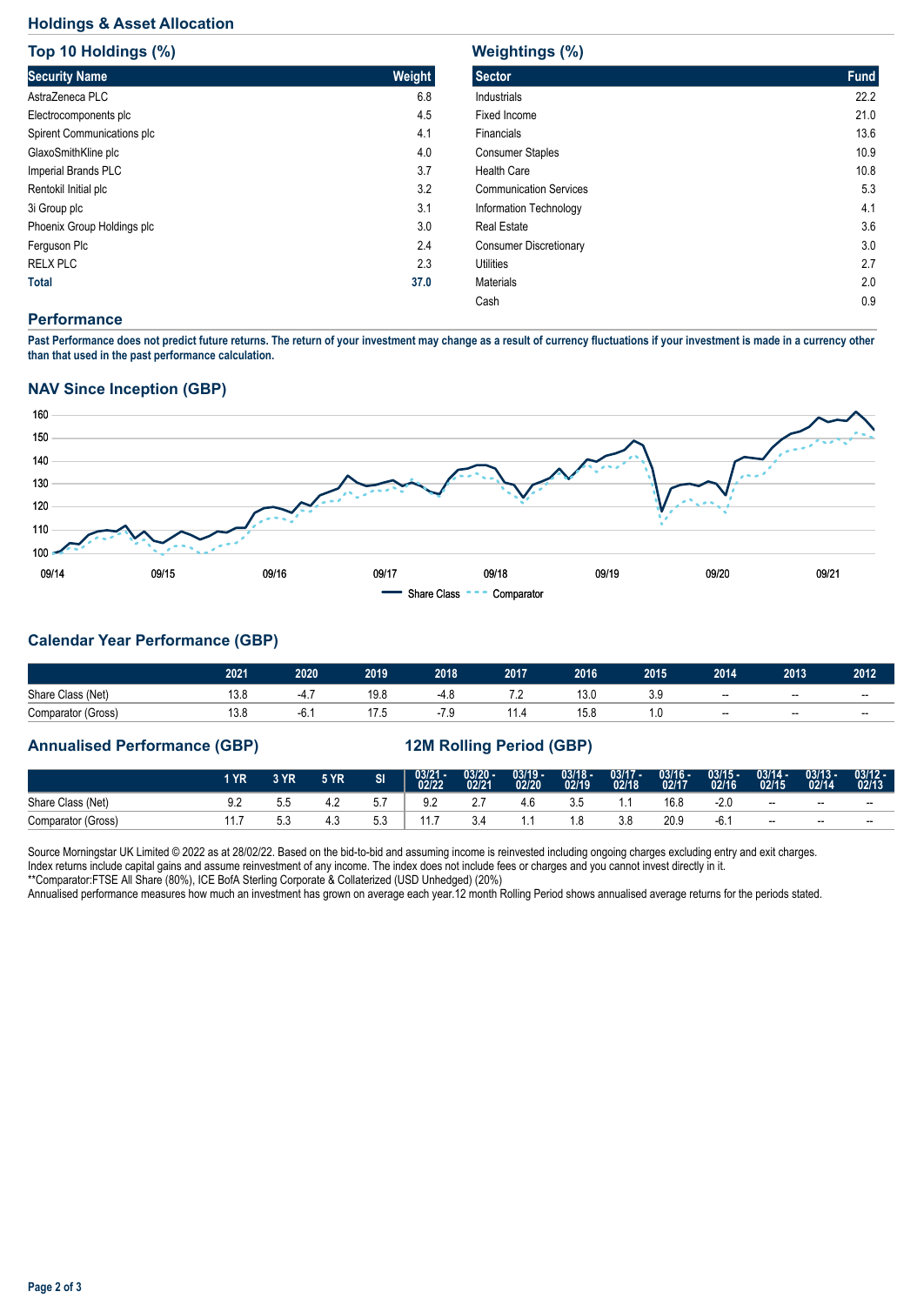## Holdings & Asset Allocation

### Top 10 Holdings (%)

| Security Name | Weight |
|---|---|
| AstraZeneca PLC | 6.8 |
| Electrocomponents plc | 4.5 |
| Spirent Communications plc | 4.1 |
| GlaxoSmithKline plc | 4.0 |
| Imperial Brands PLC | 3.7 |
| Rentokil Initial plc | 3.2 |
| 3i Group plc | 3.1 |
| Phoenix Group Holdings plc | 3.0 |
| Ferguson Plc | 2.4 |
| RELX PLC | 2.3 |
| **Total** | **37.0** |

### Weightings (%)

| Sector | Fund |
|---|---|
| Industrials | 22.2 |
| Fixed Income | 21.0 |
| Financials | 13.6 |
| Consumer Staples | 10.9 |
| Health Care | 10.8 |
| Communication Services | 5.3 |
| Information Technology | 4.1 |
| Real Estate | 3.6 |
| Consumer Discretionary | 3.0 |
| Utilities | 2.7 |
| Materials | 2.0 |
| Cash | 0.9 |

## Performance

**Past Performance does not predict future returns. The return of your investment may change as a result of currency fluctuations if your investment is made in a currency other than that used in the past performance calculation.**

### NAV Since Inception (GBP)

### Calendar Year Performance (GBP)

| | 2021 | 2020 | 2019 | 2018 | 2017 | 2016 | 2015 | 2014 | 2013 | 2012 |
|---|---|---|---|---|---|---|---|---|---|---|
| Share Class (Net) | 13.8 | -4.7 | 19.8 | -4.8 | 7.2 | 13.0 | 3.9 | -- | -- | -- |
| Comparator (Gross) | 13.8 | -6.1 | 17.5 | -7.9 | 11.4 | 15.8 | 1.0 | -- | -- | -- |

### Annualised Performance (GBP)

| | 1 YR | 3 YR | 5 YR | SI |
|---|---|---|---|---|
| Share Class (Net) | 9.2 | 5.5 | 4.2 | 5.7 |
| Comparator (Gross) | 11.7 | 5.3 | 4.3 | 5.3 |

### 12M Rolling Period (GBP)

| | 03/21 - 02/22 | 03/20 - 02/21 | 03/19 - 02/20 | 03/18 - 02/19 | 03/17 - 02/18 | 03/16 - 02/17 | 03/15 - 02/16 | 03/14 - 02/15 | 03/13 - 02/14 | 03/12 - 02/13 |
|---|---|---|---|---|---|---|---|---|---|---|
| Share Class (Net) | 9.2 | 2.7 | 4.6 | 3.5 | 1.1 | 16.8 | -2.0 | -- | -- | -- |
| Comparator (Gross) | 11.7 | 3.4 | 1.1 | 1.8 | 3.8 | 20.9 | -6.1 | -- | -- | -- |

Source Morningstar UK Limited © 2022 as at 28/02/22. Based on the bid-to-bid and assuming income is reinvested including ongoing charges excluding entry and exit charges.
Index returns include capital gains and assume reinvestment of any income. The index does not include fees or charges and you cannot invest directly in it.
**Comparator:FTSE All Share (80%), ICE BofA Sterling Corporate & Collaterized (USD Unhedged) (20%)
Annualised performance measures how much an investment has grown on average each year.12 month Rolling Period shows annualised average returns for the periods stated.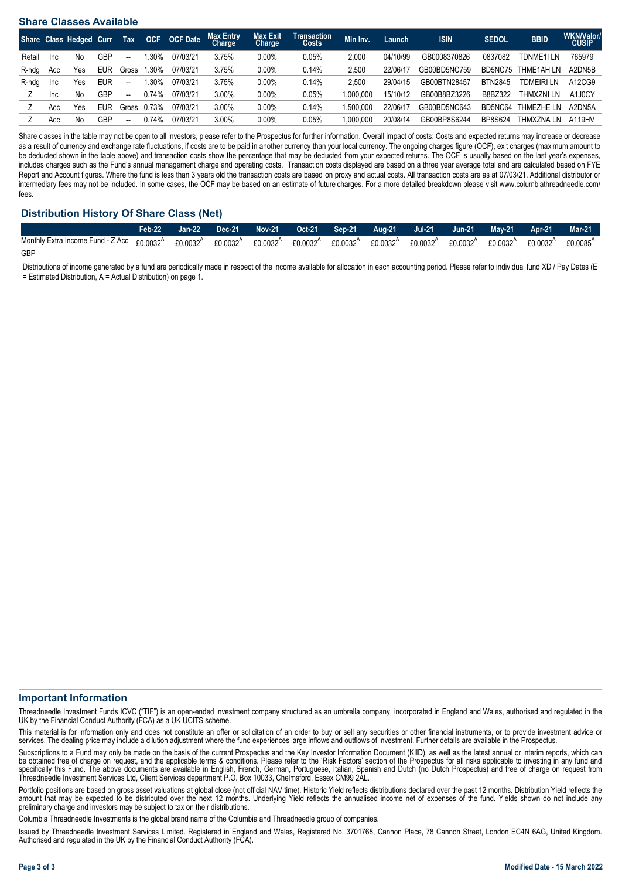## Share Classes Available

| Share | Class | Hedged | Curr | Tax | OCF | OCF Date | Max Entry Charge | Max Exit Charge | Transaction Costs | Min Inv. | Launch | ISIN | SEDOL | BBID | WKN/Valor/CUSIP |
|---|---|---|---|---|---|---|---|---|---|---|---|---|---|---|---|
| Retail | Inc | No | GBP | -- | 1.30% | 07/03/21 | 3.75% | 0.00% | 0.05% | 2,000 | 04/10/99 | GB0008370826 | 0837082 | TDNME1I LN | 765979 |
| R-hdg | Acc | Yes | EUR | Gross | 1.30% | 07/03/21 | 3.75% | 0.00% | 0.14% | 2,500 | 22/06/17 | GB00BD5NC759 | BD5NC75 | THME1AH LN | A2DN5B |
| R-hdg | Inc | Yes | EUR | -- | 1.30% | 07/03/21 | 3.75% | 0.00% | 0.14% | 2,500 | 29/04/15 | GB00BTN28457 | BTN2845 | TDMEIRI LN | A12CG9 |
| Z | Inc | No | GBP | -- | 0.74% | 07/03/21 | 3.00% | 0.00% | 0.05% | 1,000,000 | 15/10/12 | GB00B8BZ3226 | B8BZ322 | THMXZNI LN | A1J0CY |
| Z | Acc | Yes | EUR | Gross | 0.73% | 07/03/21 | 3.00% | 0.00% | 0.14% | 1,500,000 | 22/06/17 | GB00BD5NC643 | BD5NC64 | THMEZHE LN | A2DN5A |
| Z | Acc | No | GBP | -- | 0.74% | 07/03/21 | 3.00% | 0.00% | 0.05% | 1,000,000 | 20/08/14 | GB00BP8S6244 | BP8S624 | THMXZNA LN | A119HV |

Share classes in the table may not be open to all investors, please refer to the Prospectus for further information. Overall impact of costs: Costs and expected returns may increase or decrease as a result of currency and exchange rate fluctuations, if costs are to be paid in another currency than your local currency. The ongoing charges figure (OCF), exit charges (maximum amount to be deducted shown in the table above) and transaction costs show the percentage that may be deducted from your expected returns. The OCF is usually based on the last year's expenses, includes charges such as the Fund's annual management charge and operating costs. Transaction costs displayed are based on a three year average total and are calculated based on FYE Report and Account figures. Where the fund is less than 3 years old the transaction costs are based on proxy and actual costs. All transaction costs are as at 07/03/21. Additional distributor or intermediary fees may not be included. In some cases, the OCF may be based on an estimate of future charges. For a more detailed breakdown please visit www.columbiathreadneedle.com/fees.

## Distribution History Of Share Class (Net)

| | Feb-22 | Jan-22 | Dec-21 | Nov-21 | Oct-21 | Sep-21 | Aug-21 | Jul-21 | Jun-21 | May-21 | Apr-21 | Mar-21 |
|---|---|---|---|---|---|---|---|---|---|---|---|---|
| Monthly Extra Income Fund - Z Acc GBP | £0.0032[A] | £0.0032[A] | £0.0032[A] | £0.0032[A] | £0.0032[A] | £0.0032[A] | £0.0032[A] | £0.0032[A] | £0.0032[A] | £0.0032[A] | £0.0032[A] | £0.0085[A] |

Distributions of income generated by a fund are periodically made in respect of the income available for allocation in each accounting period. Please refer to individual fund XD / Pay Dates (E = Estimated Distribution, A = Actual Distribution) on page 1.

## Important Information

Threadneedle Investment Funds ICVC ("TIF") is an open-ended investment company structured as an umbrella company, incorporated in England and Wales, authorised and regulated in the UK by the Financial Conduct Authority (FCA) as a UK UCITS scheme.

This material is for information only and does not constitute an offer or solicitation of an order to buy or sell any securities or other financial instruments, or to provide investment advice or services. The dealing price may include a dilution adjustment where the fund experiences large inflows and outflows of investment. Further details are available in the Prospectus.

Subscriptions to a Fund may only be made on the basis of the current Prospectus and the Key Investor Information Document (KIID), as well as the latest annual or interim reports, which can be obtained free of charge on request, and the applicable terms & conditions. Please refer to the 'Risk Factors' section of the Prospectus for all risks applicable to investing in any fund and specifically this Fund. The above documents are available in English, French, German, Portuguese, Italian, Spanish and Dutch (no Dutch Prospectus) and free of charge on request from Threadneedle Investment Services Ltd, Client Services department P.O. Box 10033, Chelmsford, Essex CM99 2AL.

Portfolio positions are based on gross asset valuations at global close (not official NAV time). Historic Yield reflects distributions declared over the past 12 months. Distribution Yield reflects the amount that may be expected to be distributed over the next 12 months. Underlying Yield reflects the annualised income net of expenses of the fund. Yields shown do not include any preliminary charge and investors may be subject to tax on their distributions.

Columbia Threadneedle Investments is the global brand name of the Columbia and Threadneedle group of companies.

Issued by Threadneedle Investment Services Limited. Registered in England and Wales, Registered No. 3701768, Cannon Place, 78 Cannon Street, London EC4N 6AG, United Kingdom. Authorised and regulated in the UK by the Financial Conduct Authority (FCA).

Modified Date - 15 March 2022